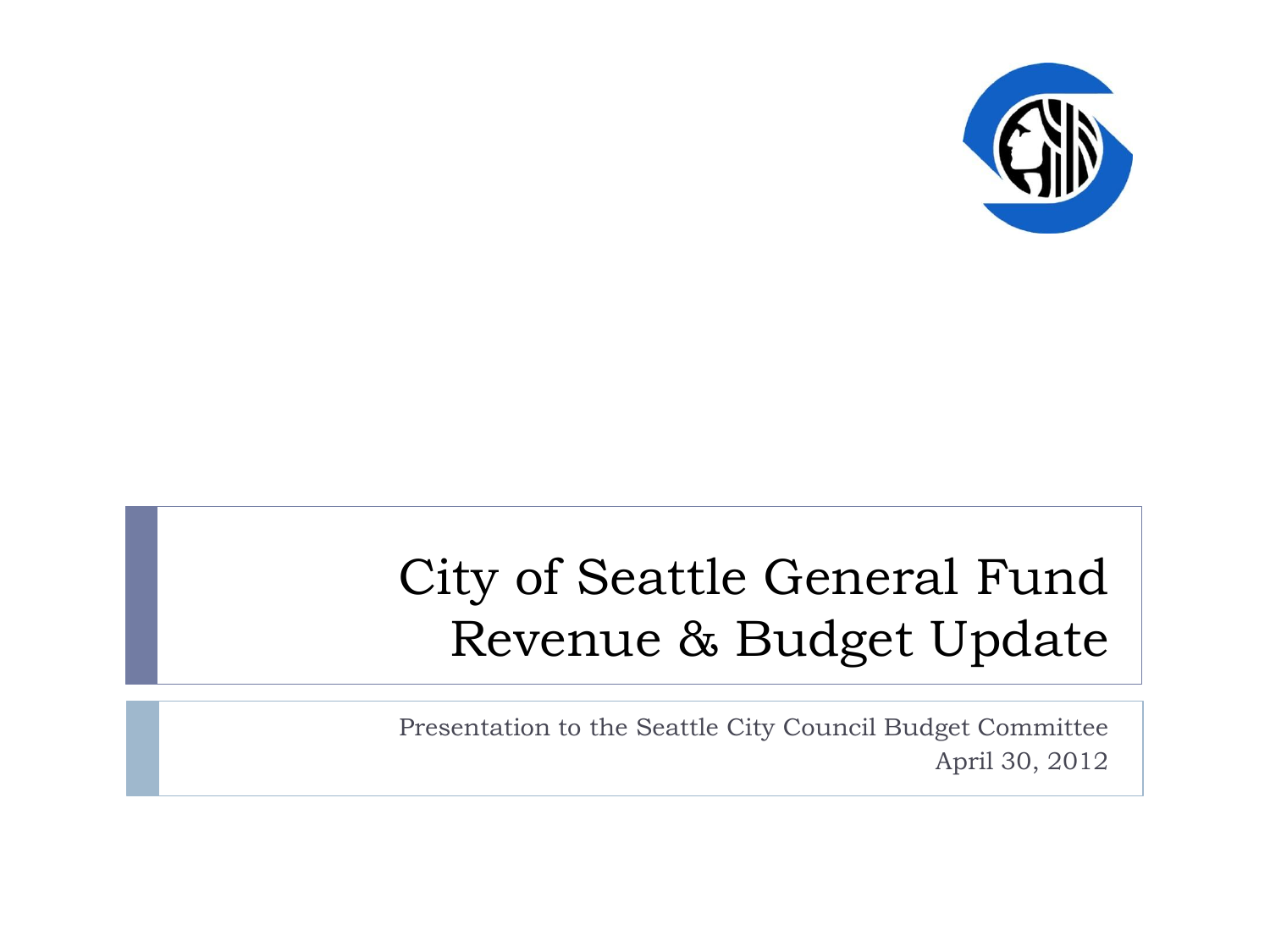# City of Seattle General Fund Revenue & Budget Update

Presentation to the Seattle City Council Budget Committee

April 30, 2012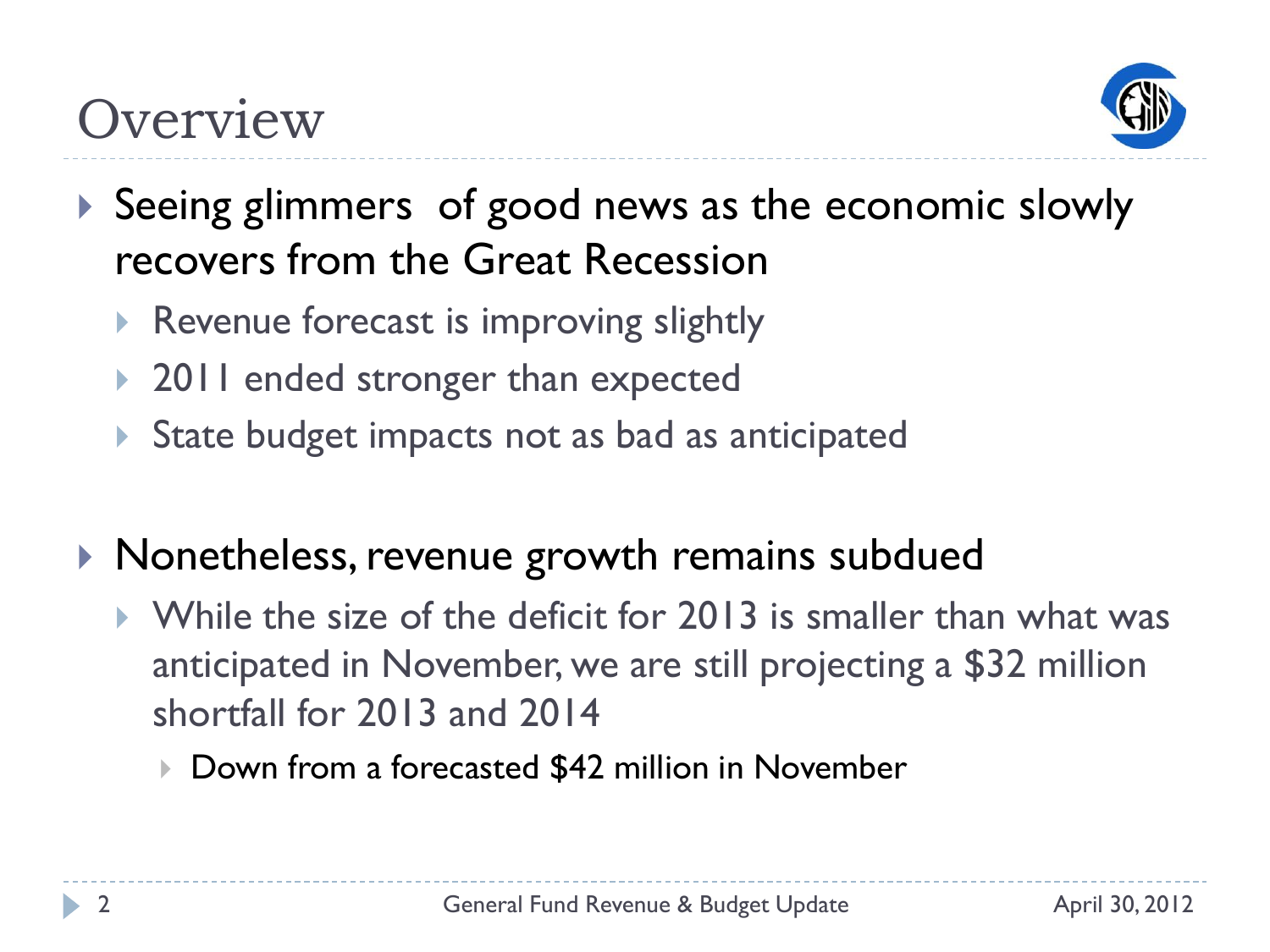# Overview

- Seeing glimmers  of good news as the economic slowly recovers from the Great Recession
  - Revenue forecast is improving slightly
  - 2011 ended stronger than expected
  - State budget impacts not as bad as anticipated
- Nonetheless, revenue growth remains subdued
  - While the size of the deficit for 2013 is smaller than what was anticipated in November, we are still projecting a $32 million shortfall for 2013 and 2014
    - Down from a forecasted $42 million in November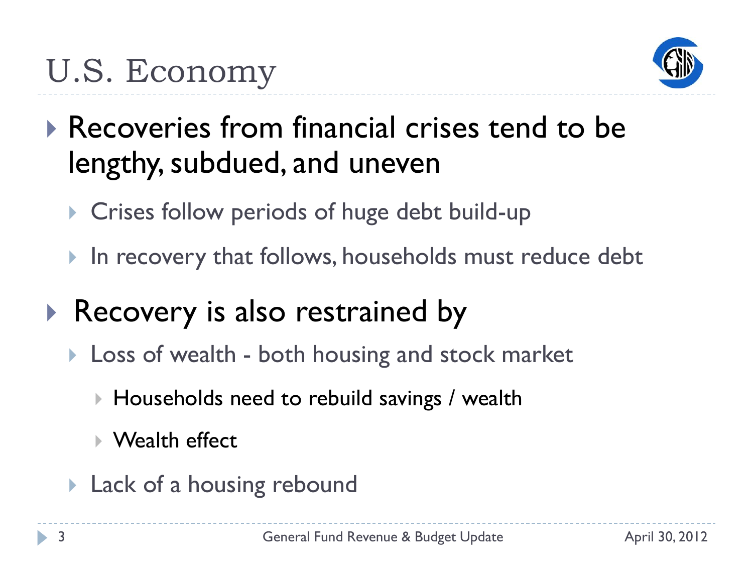# U.S. Economy

- Recoveries from financial crises tend to be lengthy, subdued, and uneven
  - Crises follow periods of huge debt build-up
  - In recovery that follows, households must reduce debt
- Recovery is also restrained by
  - Loss of wealth - both housing and stock market
    - Households need to rebuild savings / wealth
    - Wealth effect
  - Lack of a housing rebound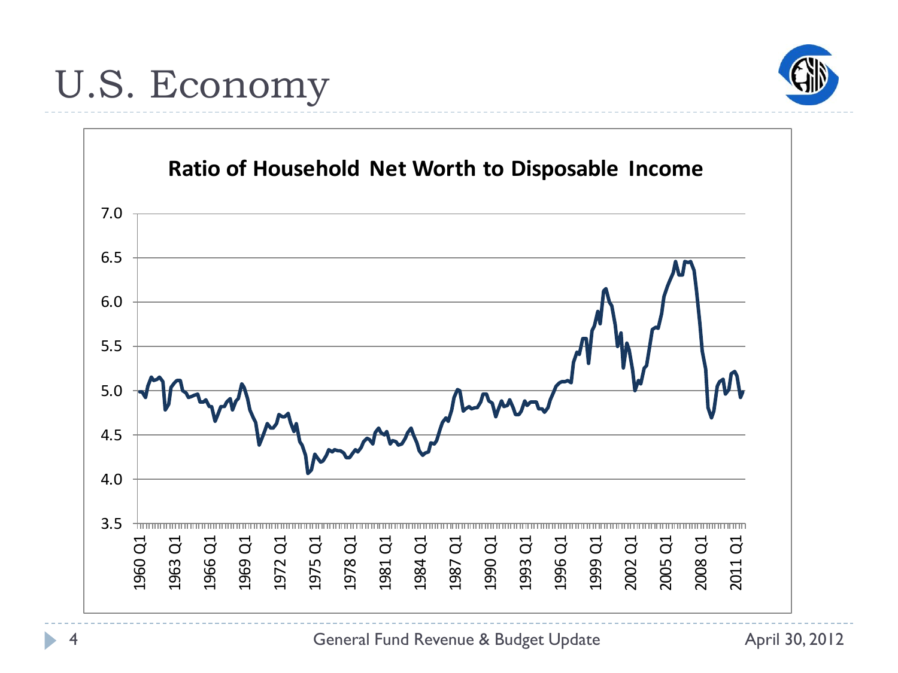# U.S. Economy

**Ratio of Household Net Worth to Disposable Income**

7.0
6.5
6.0
5.5
5.0
4.5
4.0
3.5

1960 Q1, 1963 Q1, 1966 Q1, 1969 Q1, 1972 Q1, 1975 Q1, 1978 Q1, 1981 Q1, 1984 Q1, 1987 Q1, 1990 Q1, 1993 Q1, 1996 Q1, 1999 Q1, 2002 Q1, 2005 Q1, 2008 Q1, 2011 Q1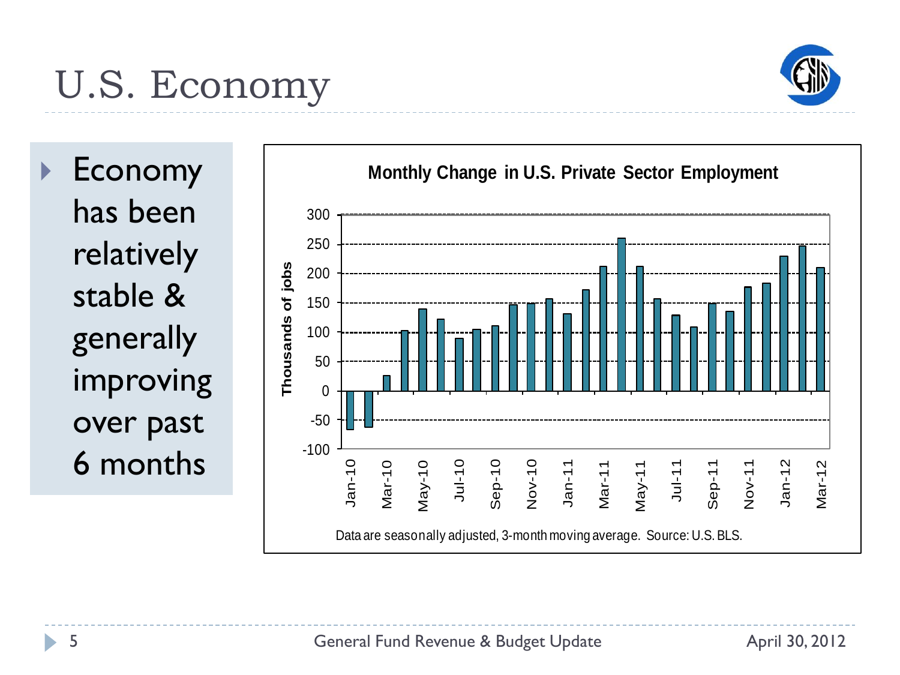# U.S. Economy

- Economy has been relatively stable & generally improving over past 6 months

**Monthly Change in U.S. Private Sector Employment**

Data are seasonally adjusted, 3-month moving average. Source: U.S. BLS.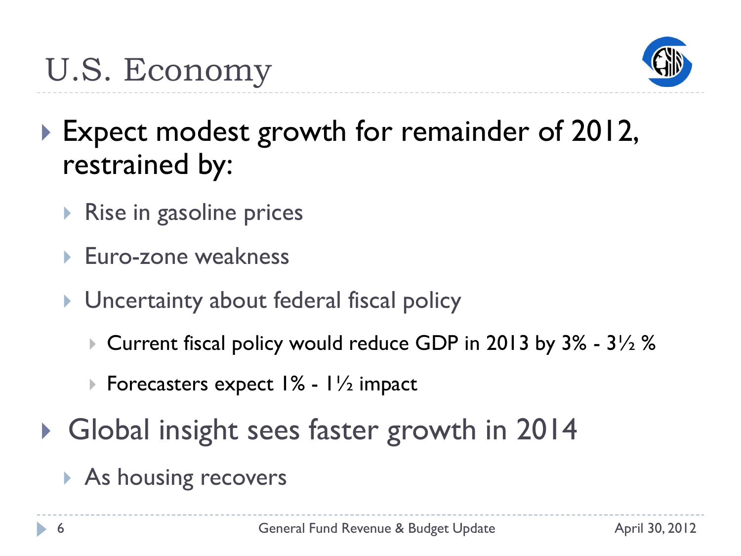# U.S. Economy

- Expect modest growth for remainder of 2012, restrained by:
  - Rise in gasoline prices
  - Euro-zone weakness
  - Uncertainty about federal fiscal policy
    - Current fiscal policy would reduce GDP in 2013 by 3% - 3½ %
    - Forecasters expect 1% - 1½ impact
- Global insight sees faster growth in 2014
  - As housing recovers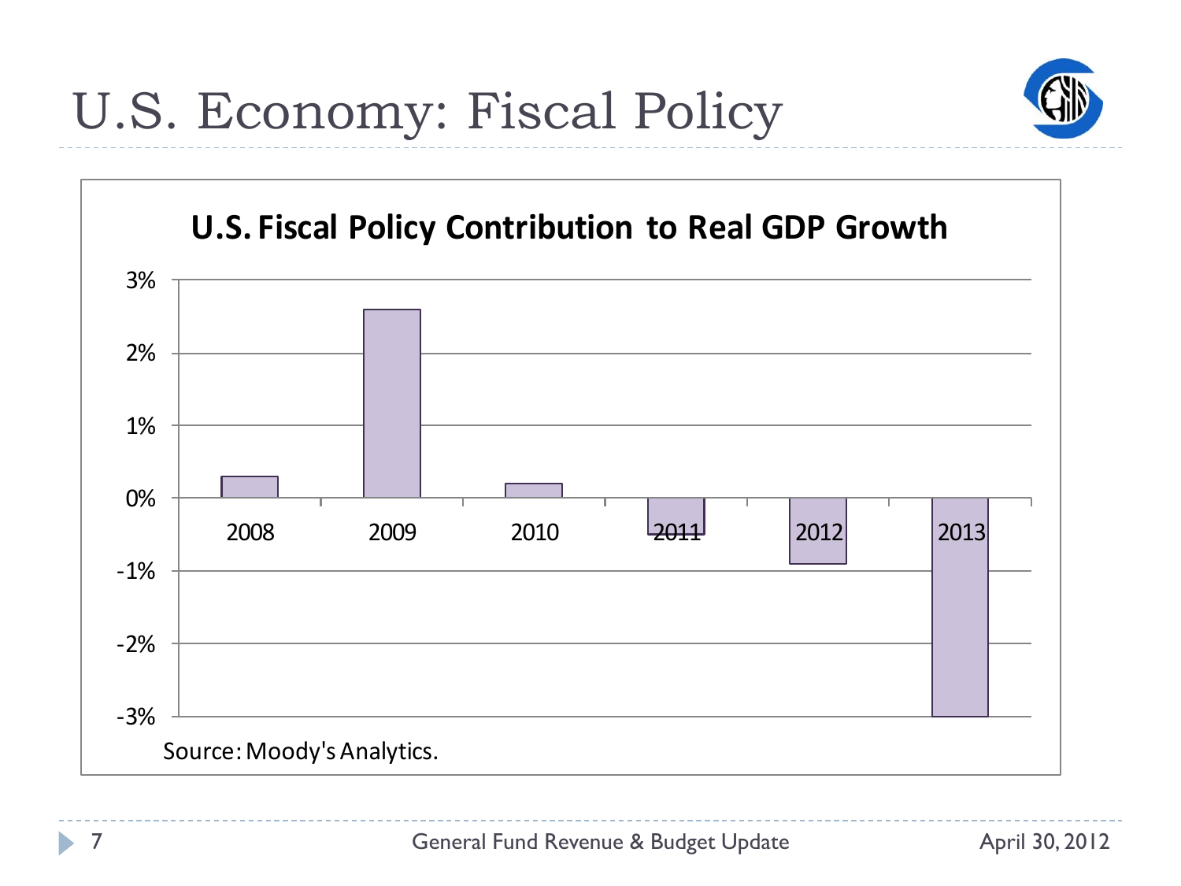# U.S. Economy: Fiscal Policy

**U.S. Fiscal Policy Contribution to Real GDP Growth**

| Year | Contribution |
|---|---|
| 2008 | 0.3% |
| 2009 | 2.6% |
| 2010 | 0.2% |
| 2011 | -0.5% |
| 2012 | -0.9% |
| 2013 | -3.0% |

Source: Moody's Analytics.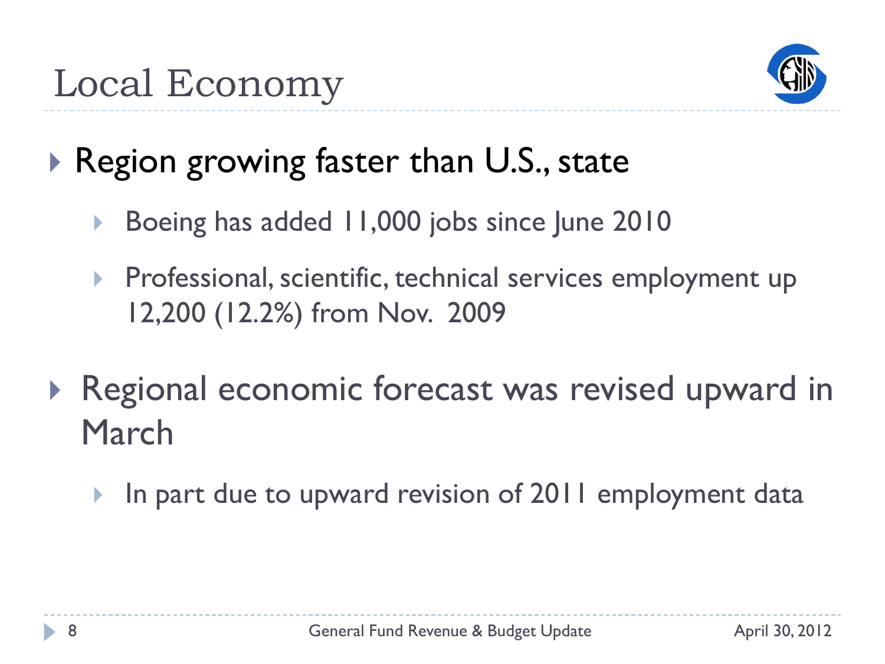# Local Economy

- Region growing faster than U.S., state
  - Boeing has added 11,000 jobs since June 2010
  - Professional, scientific, technical services employment up 12,200 (12.2%) from Nov. 2009
- Regional economic forecast was revised upward in March
  - In part due to upward revision of 2011 employment data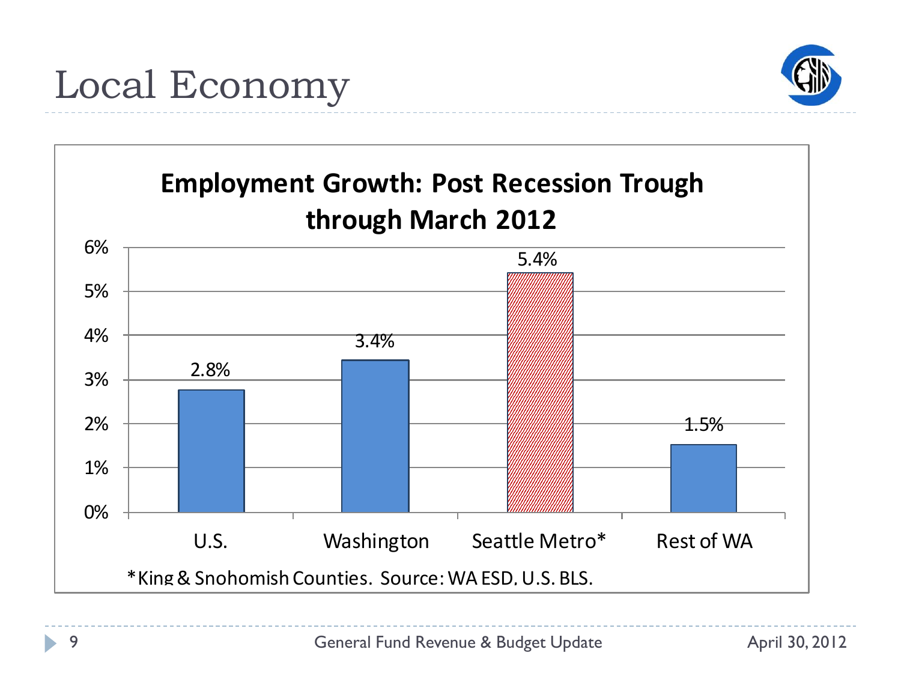# Local Economy

**Employment Growth: Post Recession Trough through March 2012**

| Region | Employment Growth |
| --- | --- |
| U.S. | 2.8% |
| Washington | 3.4% |
| Seattle Metro* | 5.4% |
| Rest of WA | 1.5% |

*King & Snohomish Counties. Source: WA ESD, U.S. BLS.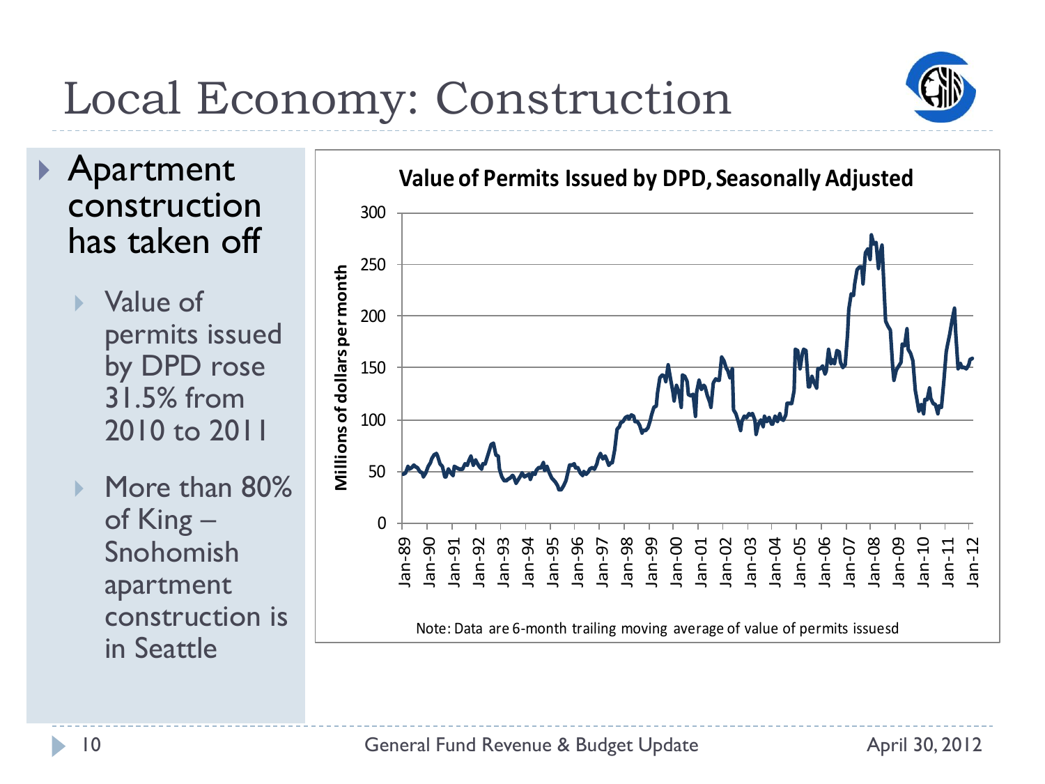# Local Economy: Construction

- Apartment construction has taken off
  - Value of permits issued by DPD rose 31.5% from 2010 to 2011
  - More than 80% of King – Snohomish apartment construction is in Seattle

**Value of Permits Issued by DPD, Seasonally Adjusted**

Note: Data are 6-month trailing moving average of value of permits issuesd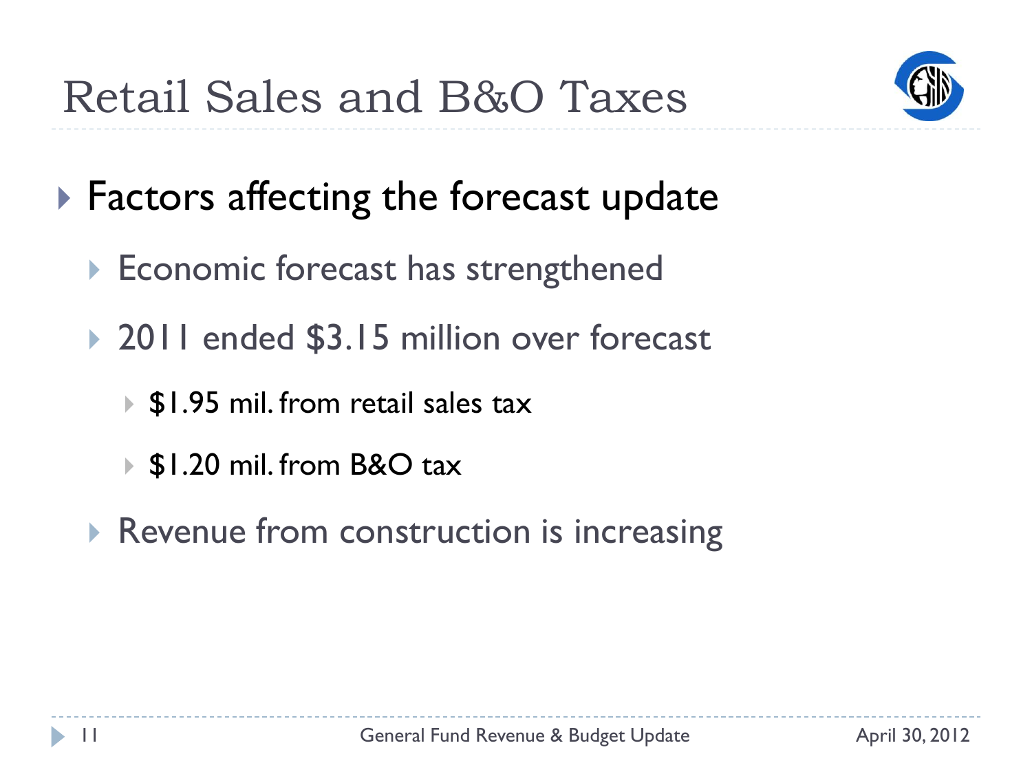# Retail Sales and B&O Taxes

- Factors affecting the forecast update
  - Economic forecast has strengthened
  - 2011 ended $3.15 million over forecast
    - $1.95 mil. from retail sales tax
    - $1.20 mil. from B&O tax
  - Revenue from construction is increasing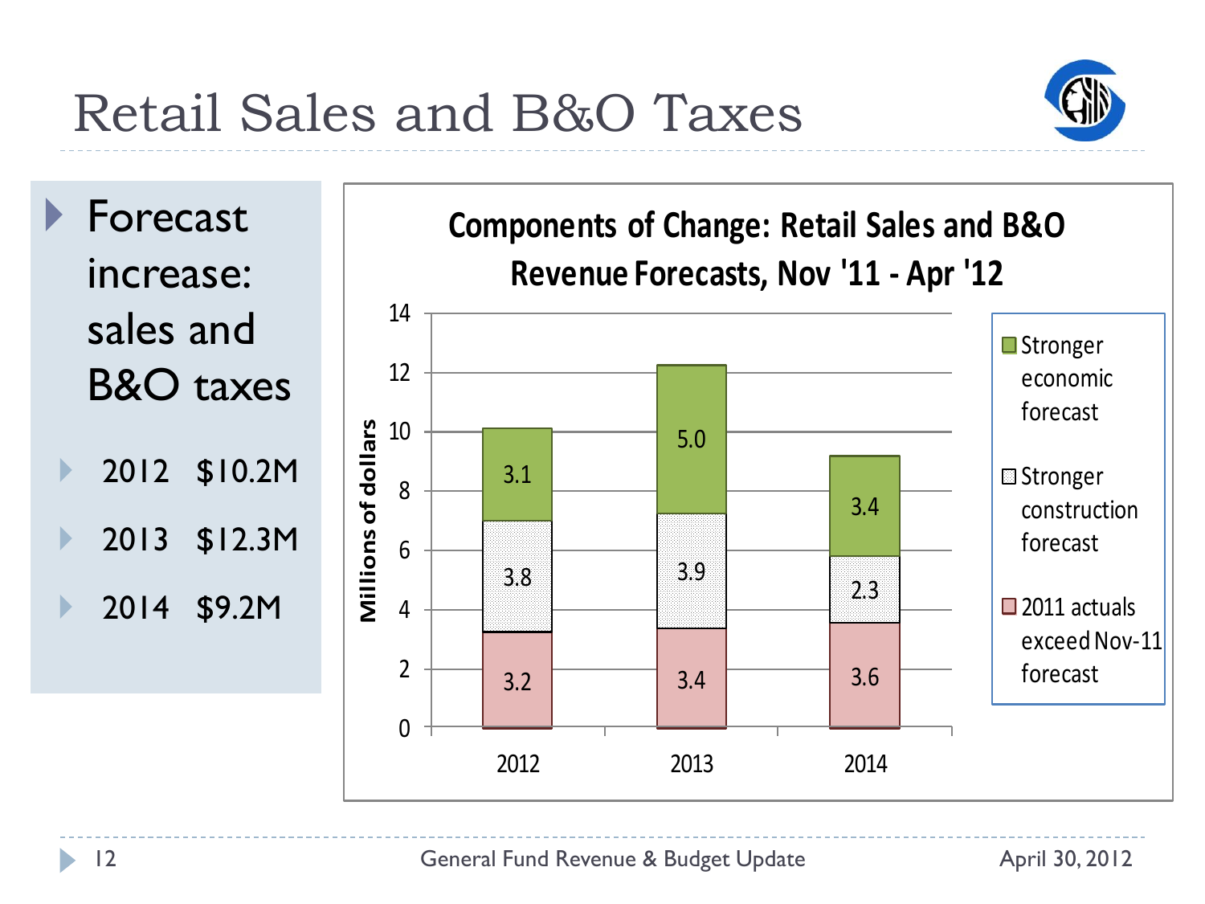# Retail Sales and B&O Taxes

- Forecast increase: sales and B&O taxes
  - 2012 $10.2M
  - 2013 $12.3M
  - 2014 $9.2M

**Components of Change: Retail Sales and B&O Revenue Forecasts, Nov '11 - Apr '12**

| Millions of dollars | 2012 | 2013 | 2014 |
|---|---|---|---|
| Stronger economic forecast | 3.1 | 5.0 | 3.4 |
| Stronger construction forecast | 3.8 | 3.9 | 2.3 |
| 2011 actuals exceed Nov-11 forecast | 3.2 | 3.4 | 3.6 |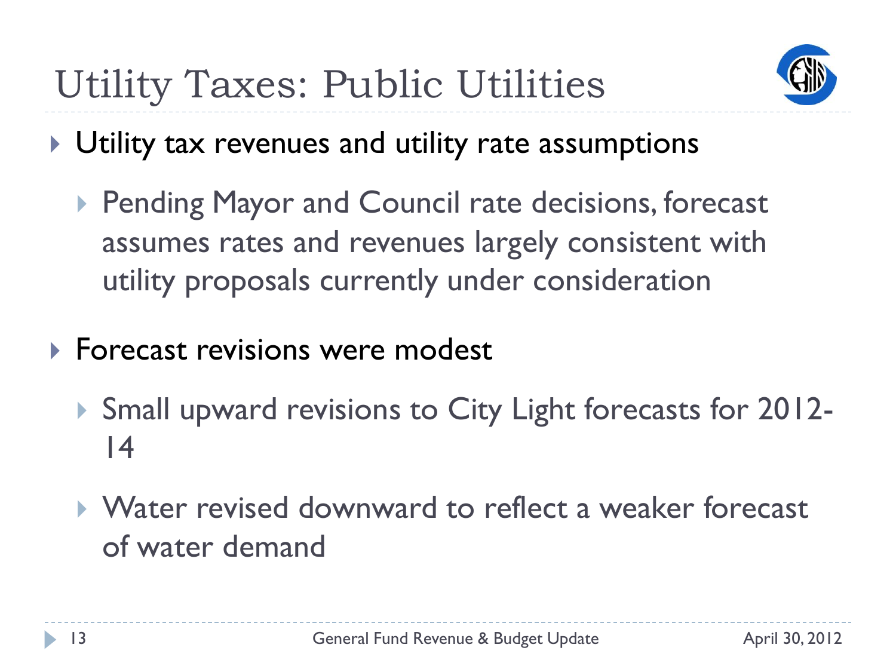# Utility Taxes: Public Utilities

- Utility tax revenues and utility rate assumptions
  - Pending Mayor and Council rate decisions, forecast assumes rates and revenues largely consistent with utility proposals currently under consideration
- Forecast revisions were modest
  - Small upward revisions to City Light forecasts for 2012-14
  - Water revised downward to reflect a weaker forecast of water demand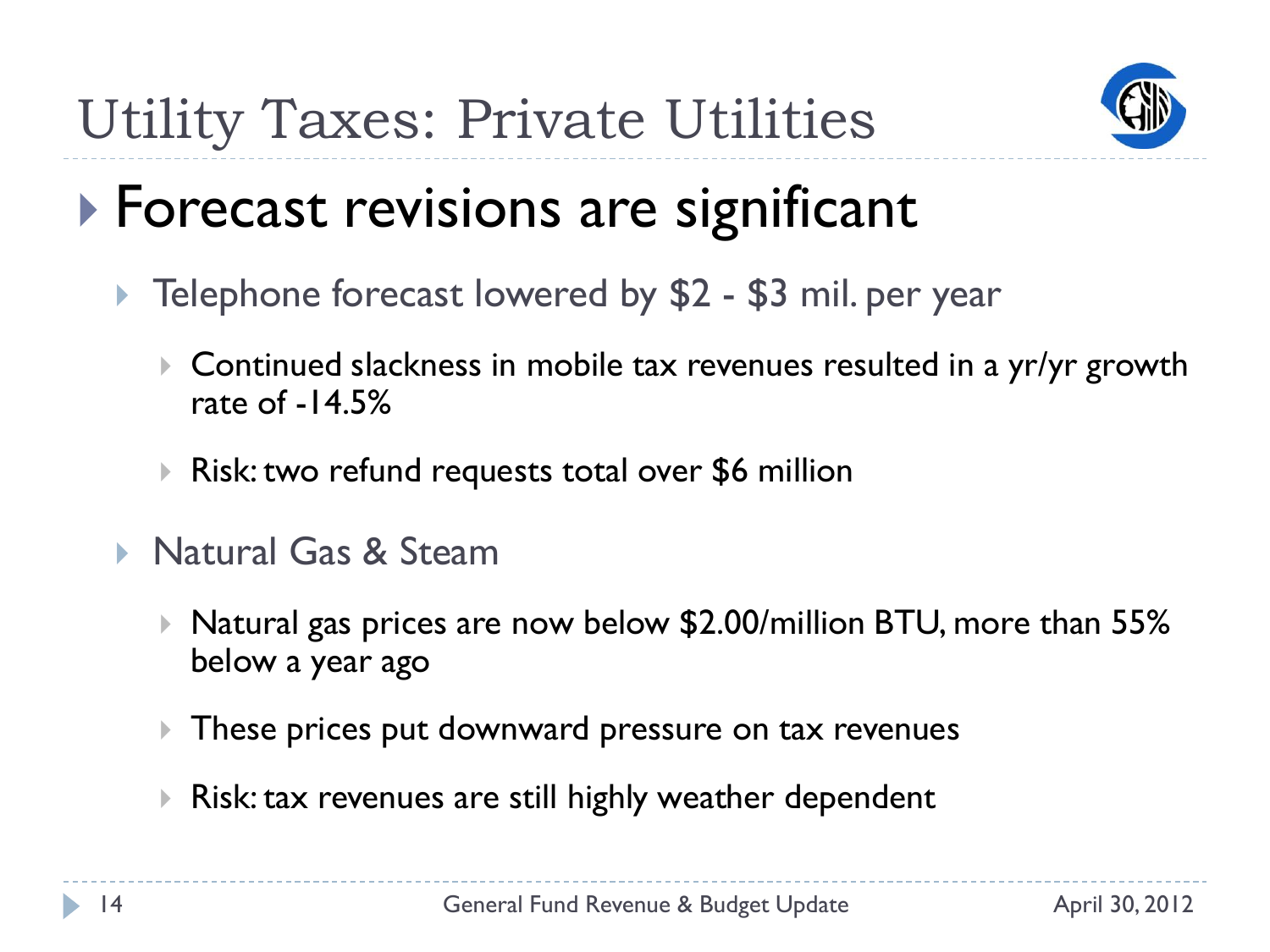# Utility Taxes: Private Utilities

- Forecast revisions are significant
  - Telephone forecast lowered by $2 - $3 mil. per year
    - Continued slackness in mobile tax revenues resulted in a yr/yr growth rate of -14.5%
    - Risk: two refund requests total over $6 million
  - Natural Gas & Steam
    - Natural gas prices are now below $2.00/million BTU, more than 55% below a year ago
    - These prices put downward pressure on tax revenues
    - Risk: tax revenues are still highly weather dependent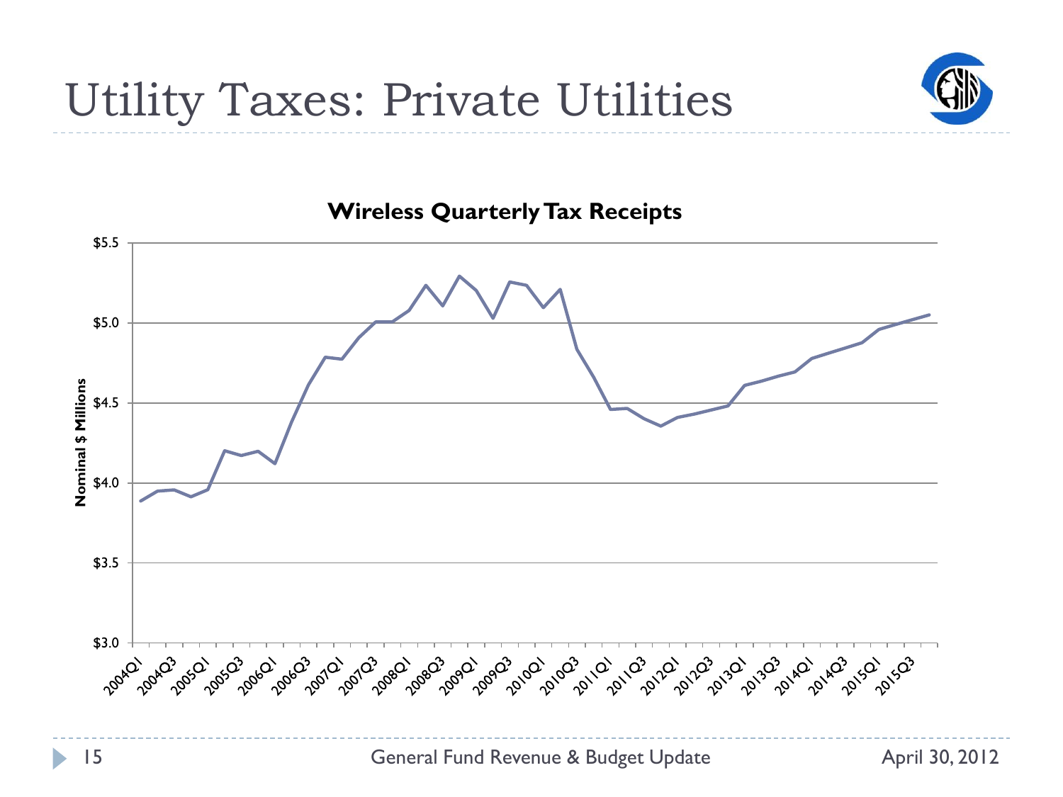# Utility Taxes: Private Utilities

**Wireless Quarterly Tax Receipts**

Nominal $ Millions

$5.5
$5.0
$4.5
$4.0
$3.5
$3.0

2004Q1 2004Q3 2005Q1 2005Q3 2006Q1 2006Q3 2007Q1 2007Q3 2008Q1 2008Q3 2009Q1 2009Q3 2010Q1 2010Q3 2011Q1 2011Q3 2012Q1 2012Q3 2013Q1 2013Q3 2014Q1 2014Q3 2015Q1 2015Q3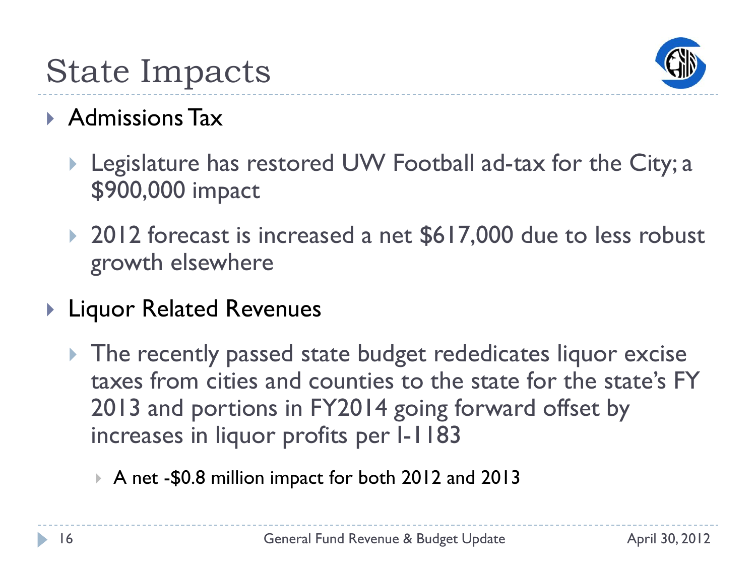# State Impacts

- Admissions Tax
  - Legislature has restored UW Football ad-tax for the City; a $900,000 impact
  - 2012 forecast is increased a net $617,000 due to less robust growth elsewhere
- Liquor Related Revenues
  - The recently passed state budget rededicates liquor excise taxes from cities and counties to the state for the state's FY 2013 and portions in FY2014 going forward offset by increases in liquor profits per I-1183
    - A net -$0.8 million impact for both 2012 and 2013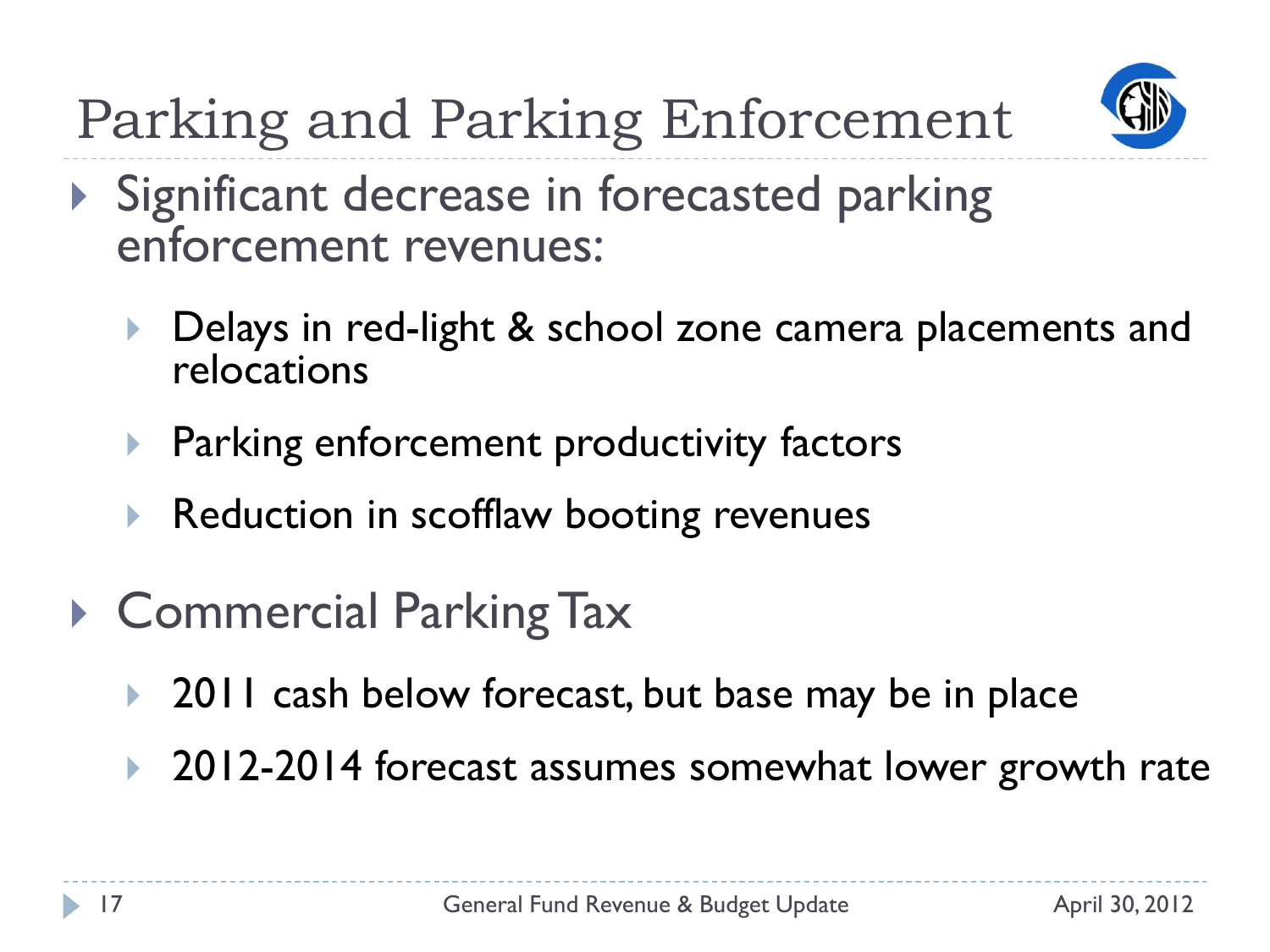# Parking and Parking Enforcement

- Significant decrease in forecasted parking enforcement revenues:
  - Delays in red-light & school zone camera placements and relocations
  - Parking enforcement productivity factors
  - Reduction in scofflaw booting revenues
- Commercial Parking Tax
  - 2011 cash below forecast, but base may be in place
  - 2012-2014 forecast assumes somewhat lower growth rate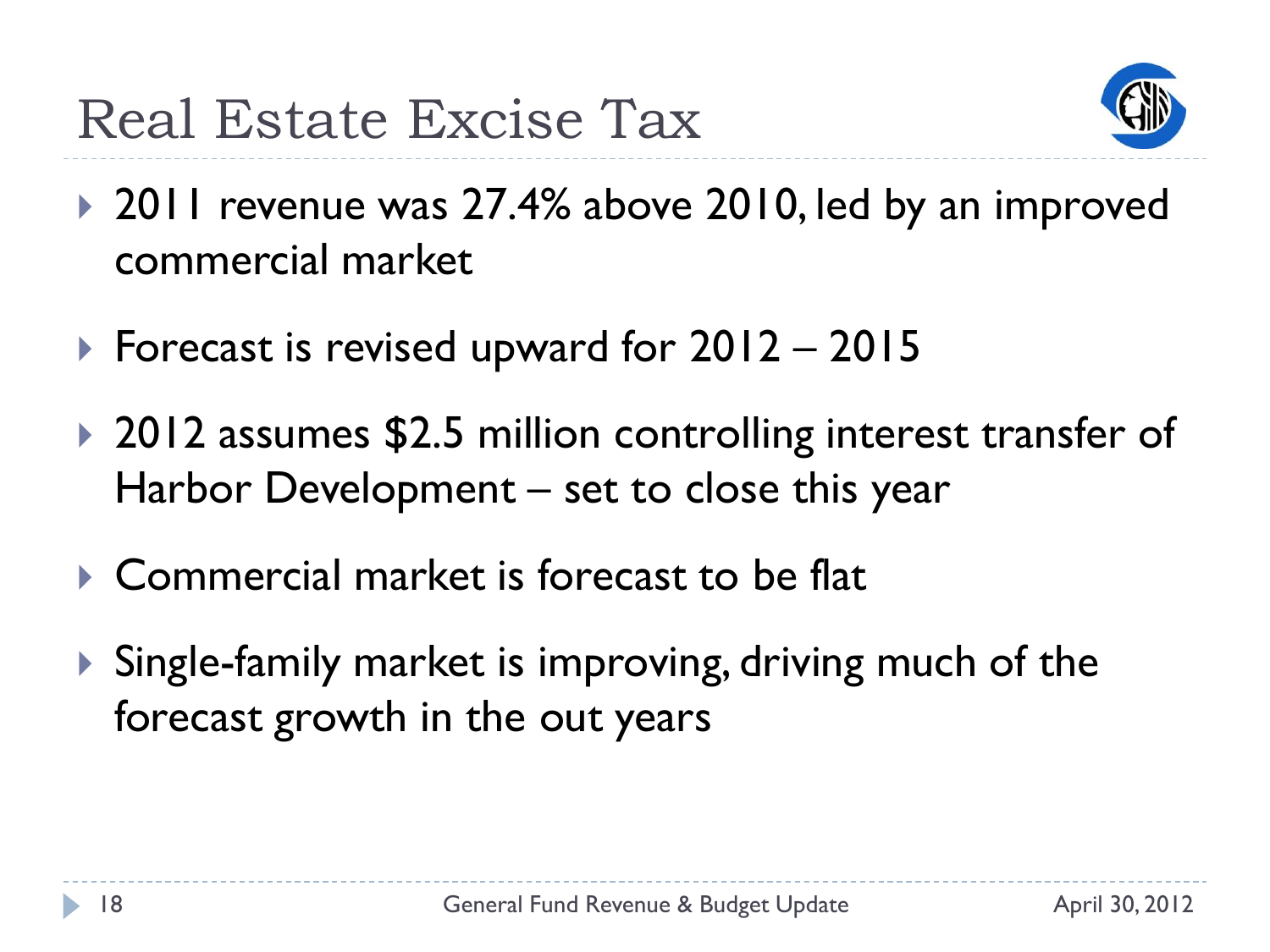# Real Estate Excise Tax

- 2011 revenue was 27.4% above 2010, led by an improved commercial market
- Forecast is revised upward for 2012 – 2015
- 2012 assumes $2.5 million controlling interest transfer of Harbor Development – set to close this year
- Commercial market is forecast to be flat
- Single-family market is improving, driving much of the forecast growth in the out years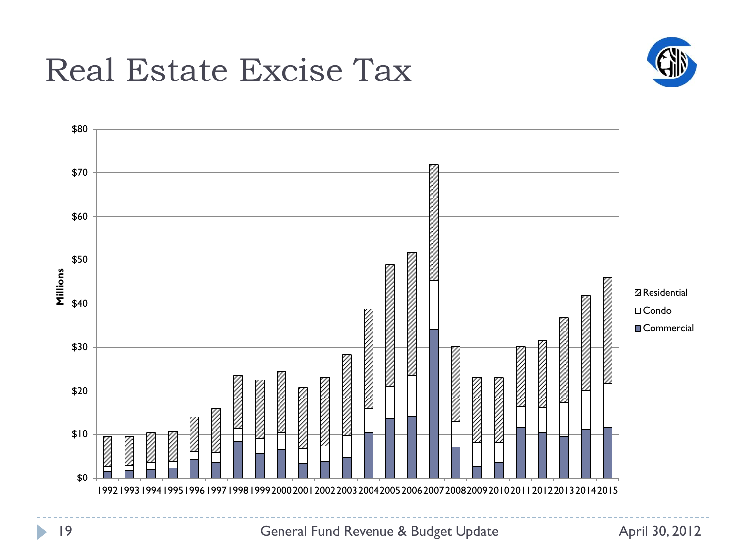# Real Estate Excise Tax

Millions

$80
$70
$60
$50
$40
$30
$20
$10
$0

1992 1993 1994 1995 1996 1997 1998 1999 2000 2001 2002 2003 2004 2005 2006 2007 2008 2009 2010 2011 2012 2013 2014 2015

Residential
Condo
Commercial

General Fund Revenue & Budget Update

April 30, 2012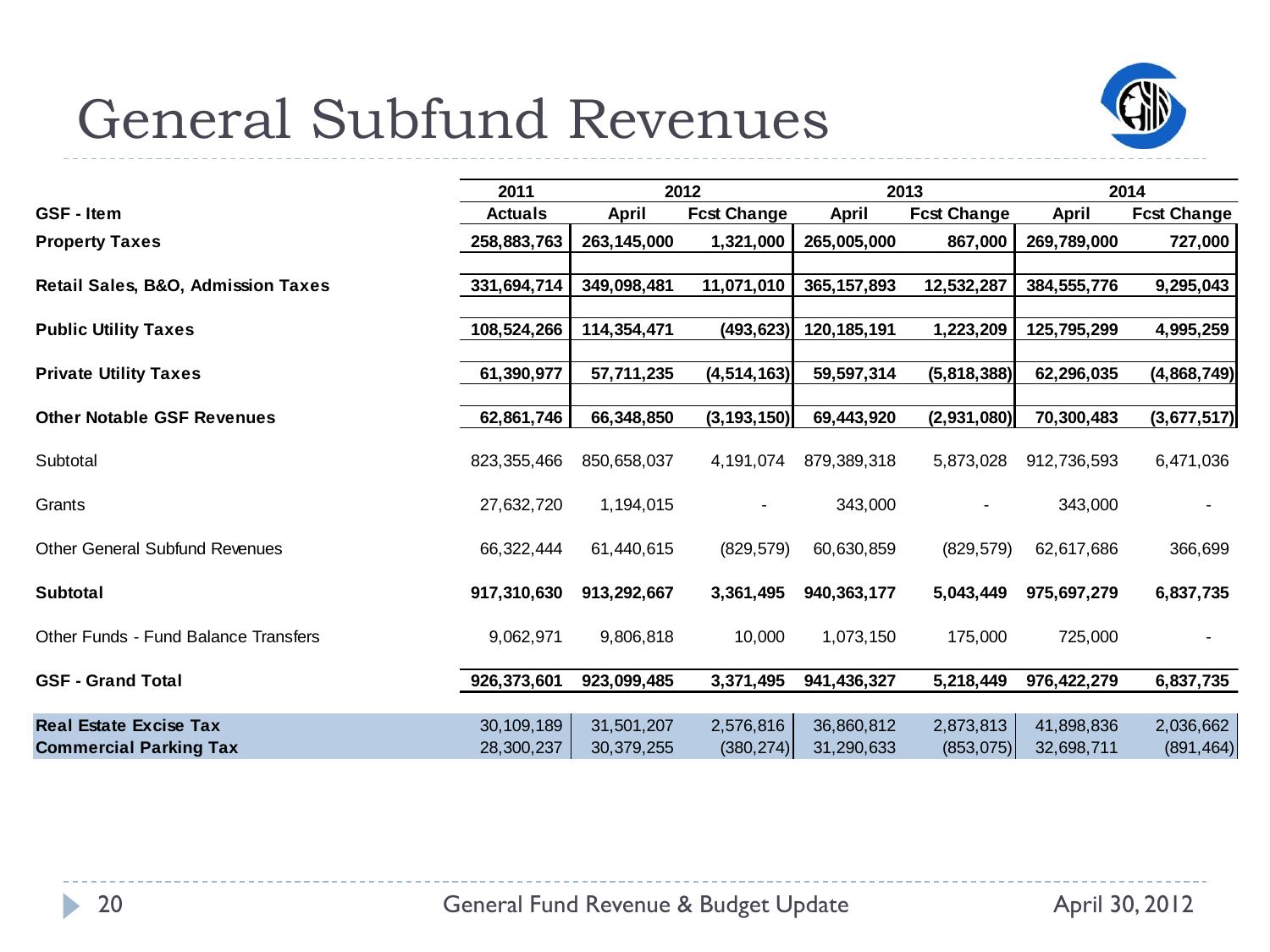# General Subfund Revenues

| GSF - Item | 2011 Actuals | 2012 April | 2012 Fcst Change | 2013 April | 2013 Fcst Change | 2014 April | 2014 Fcst Change |
|---|---|---|---|---|---|---|---|
| **Property Taxes** | **258,883,763** | **263,145,000** | **1,321,000** | **265,005,000** | **867,000** | **269,789,000** | **727,000** |
| **Retail Sales, B&O, Admission Taxes** | **331,694,714** | **349,098,481** | **11,071,010** | **365,157,893** | **12,532,287** | **384,555,776** | **9,295,043** |
| **Public Utility Taxes** | **108,524,266** | **114,354,471** | **(493,623)** | **120,185,191** | **1,223,209** | **125,795,299** | **4,995,259** |
| **Private Utility Taxes** | **61,390,977** | **57,711,235** | **(4,514,163)** | **59,597,314** | **(5,818,388)** | **62,296,035** | **(4,868,749)** |
| **Other Notable GSF Revenues** | **62,861,746** | **66,348,850** | **(3,193,150)** | **69,443,920** | **(2,931,080)** | **70,300,483** | **(3,677,517)** |
| Subtotal | 823,355,466 | 850,658,037 | 4,191,074 | 879,389,318 | 5,873,028 | 912,736,593 | 6,471,036 |
| Grants | 27,632,720 | 1,194,015 | - | 343,000 | - | 343,000 | - |
| Other General Subfund Revenues | 66,322,444 | 61,440,615 | (829,579) | 60,630,859 | (829,579) | 62,617,686 | 366,699 |
| **Subtotal** | **917,310,630** | **913,292,667** | **3,361,495** | **940,363,177** | **5,043,449** | **975,697,279** | **6,837,735** |
| Other Funds - Fund Balance Transfers | 9,062,971 | 9,806,818 | 10,000 | 1,073,150 | 175,000 | 725,000 | - |
| **GSF - Grand Total** | **926,373,601** | **923,099,485** | **3,371,495** | **941,436,327** | **5,218,449** | **976,422,279** | **6,837,735** |
| **Real Estate Excise Tax** | 30,109,189 | 31,501,207 | 2,576,816 | 36,860,812 | 2,873,813 | 41,898,836 | 2,036,662 |
| **Commercial Parking Tax** | 28,300,237 | 30,379,255 | (380,274) | 31,290,633 | (853,075) | 32,698,711 | (891,464) |

General Fund Revenue & Budget Update April 30, 2012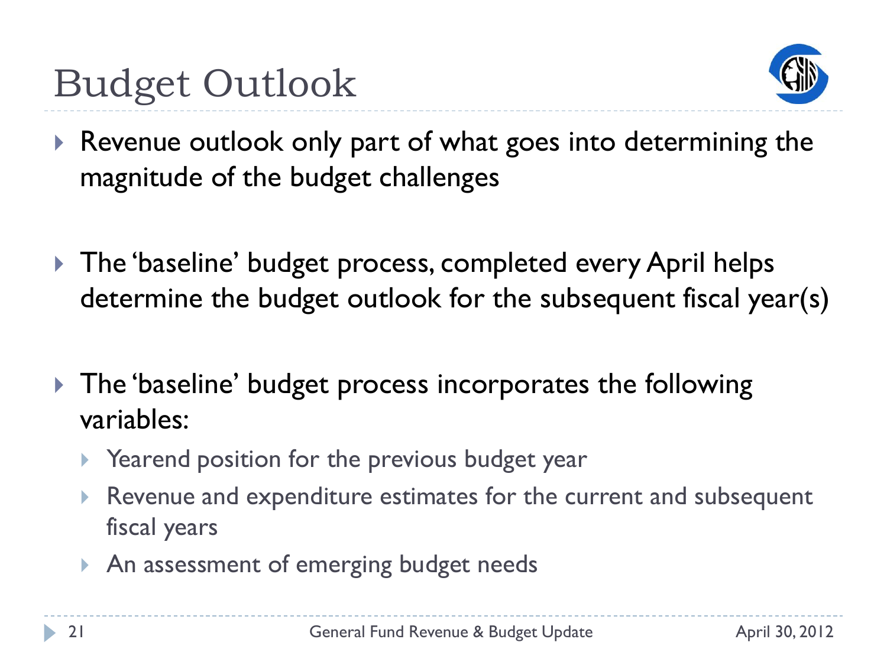# Budget Outlook

- Revenue outlook only part of what goes into determining the magnitude of the budget challenges

- The 'baseline' budget process, completed every April helps determine the budget outlook for the subsequent fiscal year(s)

- The 'baseline' budget process incorporates the following variables:
  - Yearend position for the previous budget year
  - Revenue and expenditure estimates for the current and subsequent fiscal years
  - An assessment of emerging budget needs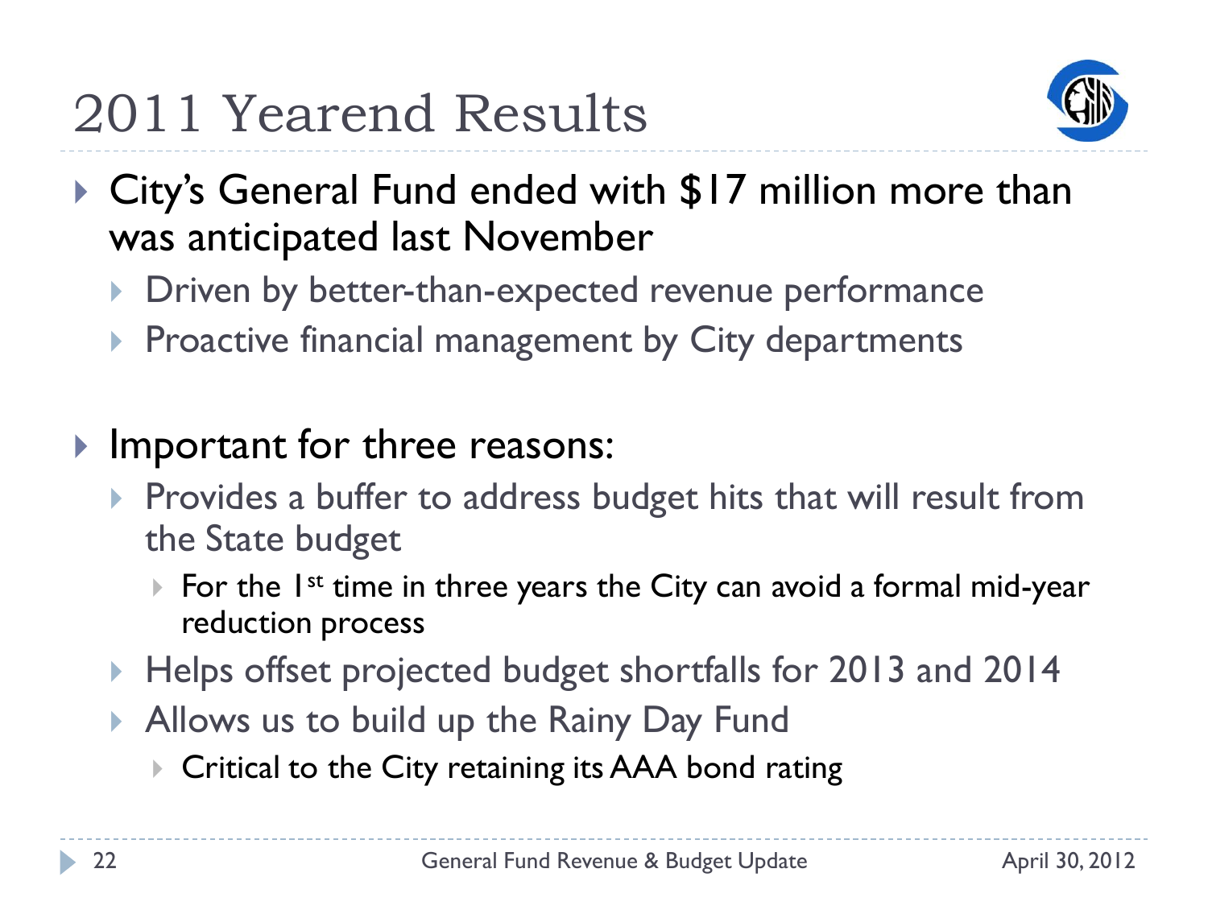# 2011 Yearend Results

- City's General Fund ended with $17 million more than was anticipated last November
  - Driven by better-than-expected revenue performance
  - Proactive financial management by City departments

- Important for three reasons:
  - Provides a buffer to address budget hits that will result from the State budget
    - For the 1st time in three years the City can avoid a formal mid-year reduction process
  - Helps offset projected budget shortfalls for 2013 and 2014
  - Allows us to build up the Rainy Day Fund
    - Critical to the City retaining its AAA bond rating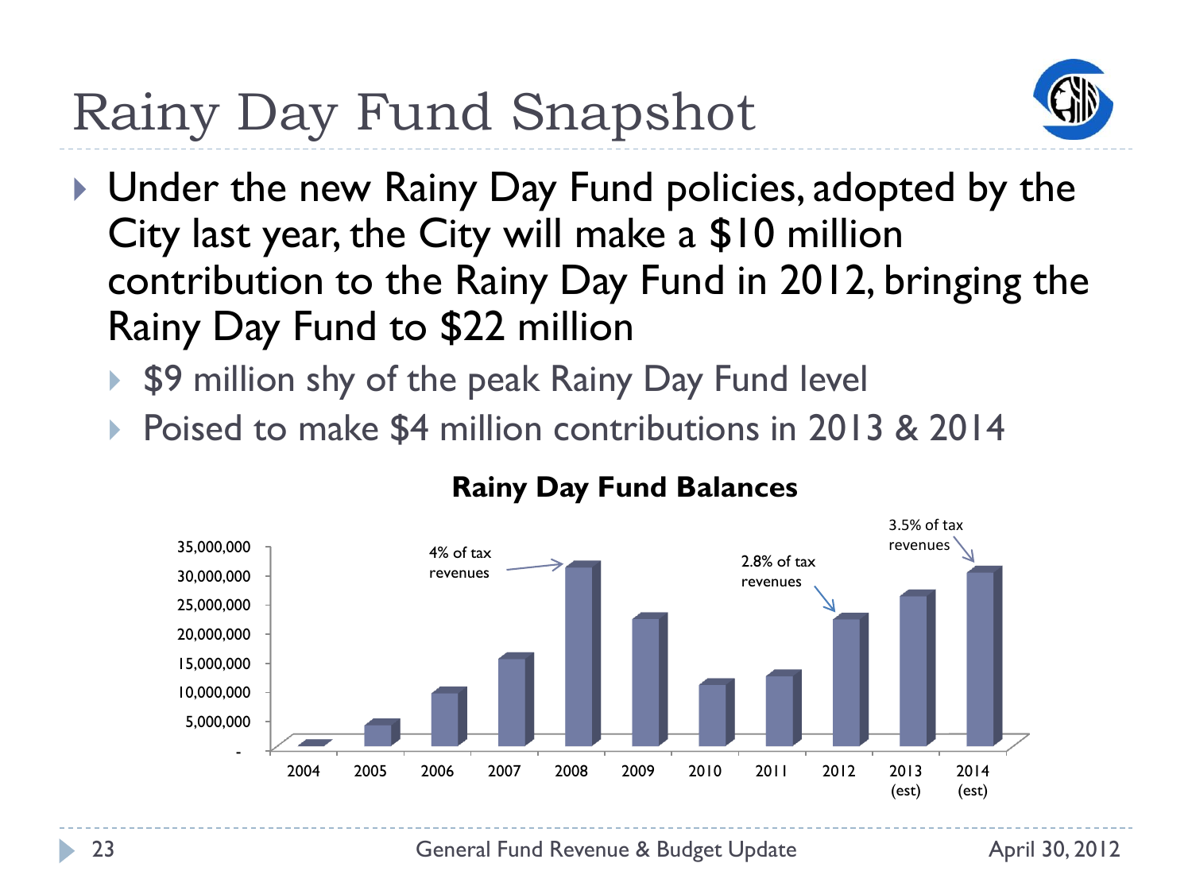# Rainy Day Fund Snapshot

- Under the new Rainy Day Fund policies, adopted by the City last year, the City will make a $10 million contribution to the Rainy Day Fund in 2012, bringing the Rainy Day Fund to $22 million
  - $9 million shy of the peak Rainy Day Fund level
  - Poised to make $4 million contributions in 2013 & 2014

**Rainy Day Fund Balances**

35,000,000
30,000,000
25,000,000
20,000,000
15,000,000
10,000,000
5,000,000
-

2004 2005 2006 2007 2008 2009 2010 2011 2012 2013 (est) 2014 (est)

4% of tax revenues

2.8% of tax revenues

3.5% of tax revenues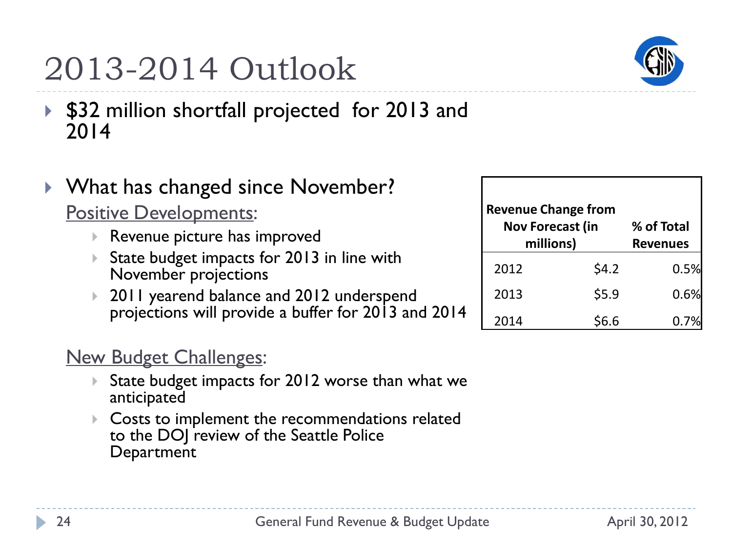# 2013-2014 Outlook

- $32 million shortfall projected for 2013 and 2014

- What has changed since November?

  Positive Developments:

  - Revenue picture has improved
  - State budget impacts for 2013 in line with November projections
  - 2011 yearend balance and 2012 underspend projections will provide a buffer for 2013 and 2014

  New Budget Challenges:

  - State budget impacts for 2012 worse than what we anticipated
  - Costs to implement the recommendations related to the DOJ review of the Seattle Police Department

| | Revenue Change from Nov Forecast (in millions) | % of Total Revenues |
|---|---|---|
| 2012 | $4.2 | 0.5% |
| 2013 | $5.9 | 0.6% |
| 2014 | $6.6 | 0.7% |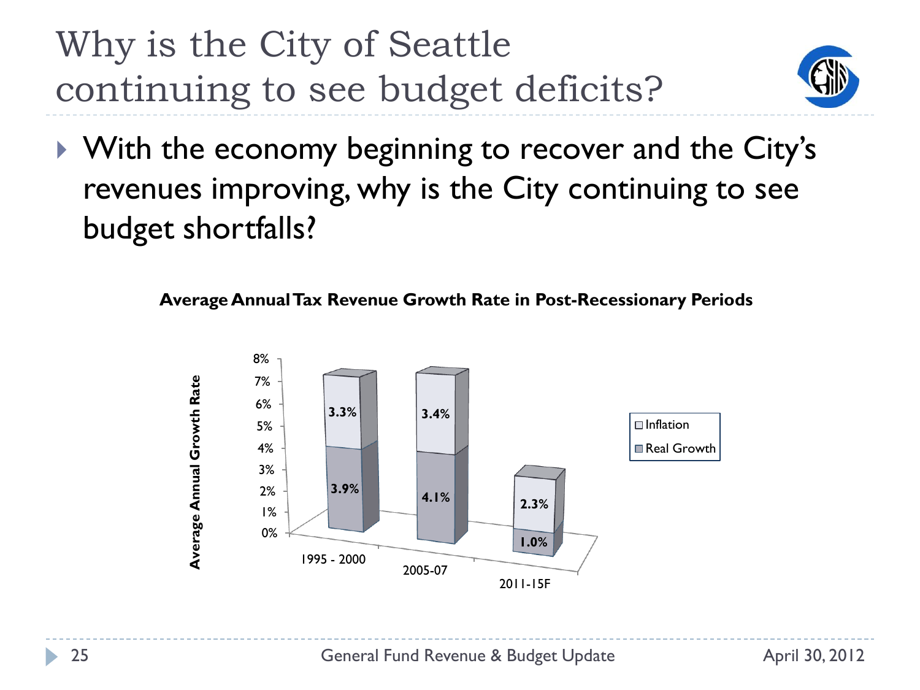# Why is the City of Seattle continuing to see budget deficits?

- With the economy beginning to recover and the City's revenues improving, why is the City continuing to see budget shortfalls?

**Average Annual Tax Revenue Growth Rate in Post-Recessionary Periods**

| Period | Real Growth | Inflation |
| --- | --- | --- |
| 1995 - 2000 | 3.9% | 3.3% |
| 2005-07 | 4.1% | 3.4% |
| 2011-15F | 1.0% | 2.3% |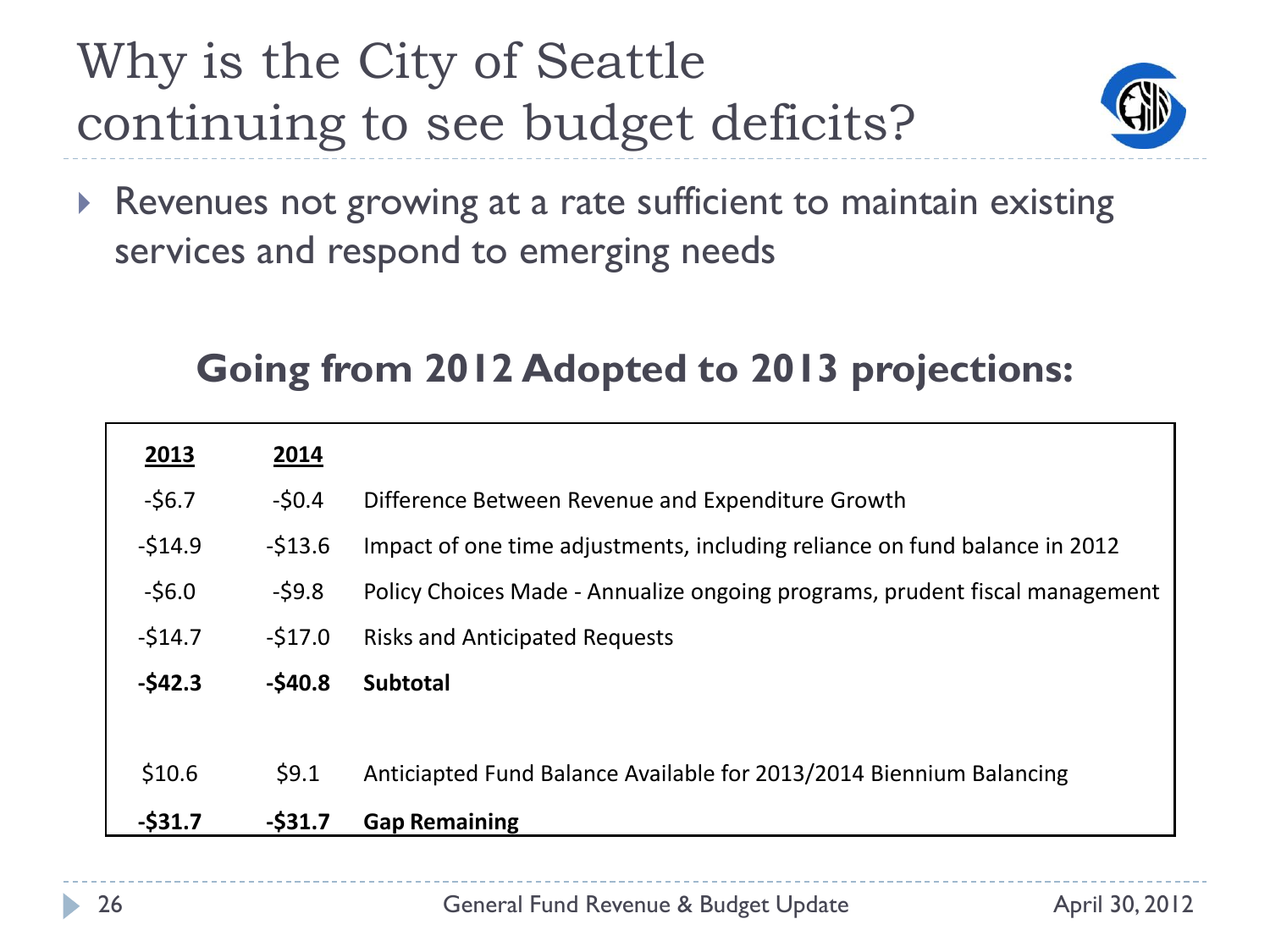# Why is the City of Seattle continuing to see budget deficits?

- Revenues not growing at a rate sufficient to maintain existing services and respond to emerging needs

## Going from 2012 Adopted to 2013 projections:

| 2013 | 2014 | |
|---|---|---|
| -$6.7 | -$0.4 | Difference Between Revenue and Expenditure Growth |
| -$14.9 | -$13.6 | Impact of one time adjustments, including reliance on fund balance in 2012 |
| -$6.0 | -$9.8 | Policy Choices Made - Annualize ongoing programs, prudent fiscal management |
| -$14.7 | -$17.0 | Risks and Anticipated Requests |
| **-$42.3** | **-$40.8** | **Subtotal** |
| | | |
| $10.6 | $9.1 | Anticiapted Fund Balance Available for 2013/2014 Biennium Balancing |
| **-$31.7** | **-$31.7** | **Gap Remaining** |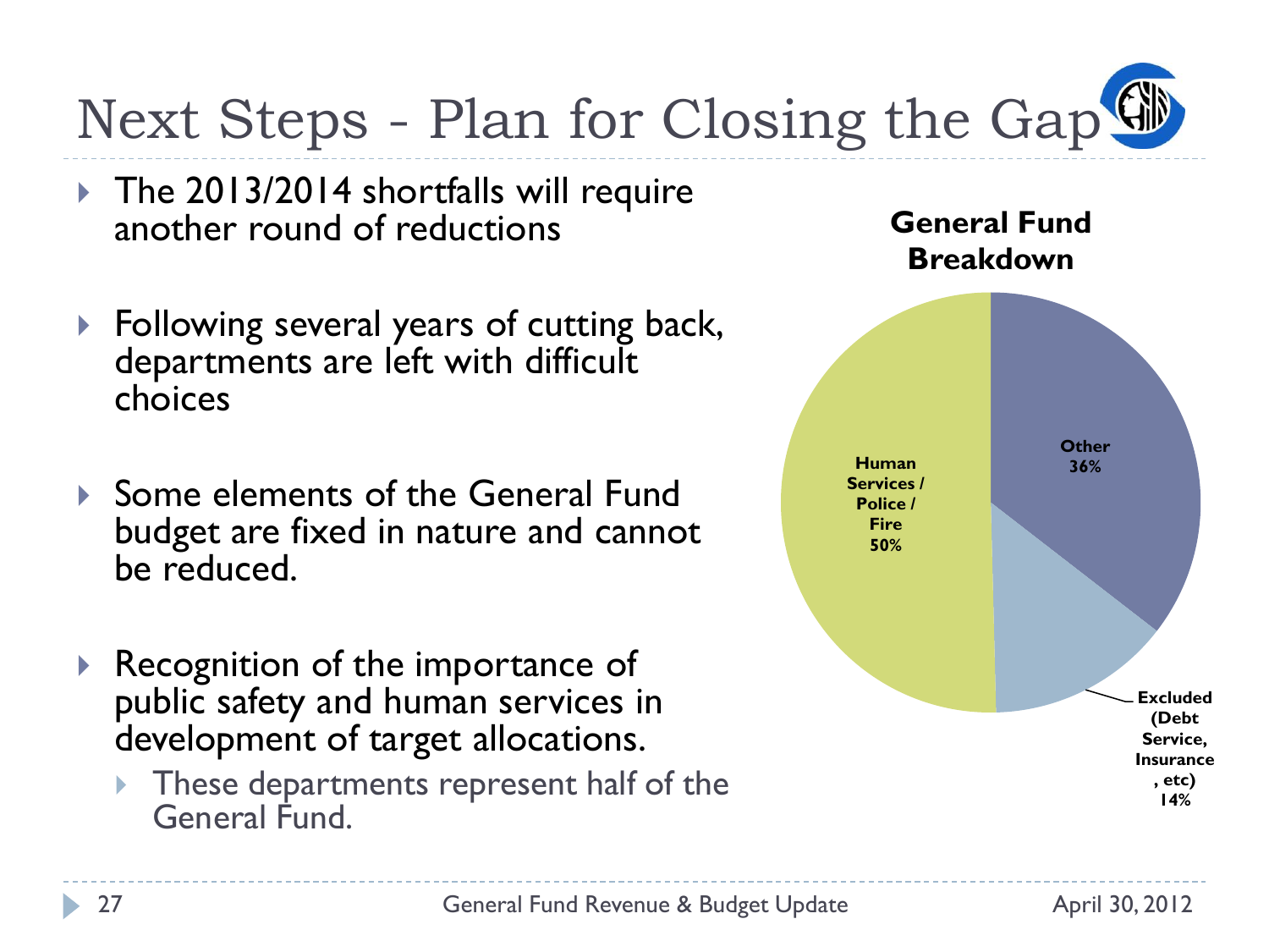# Next Steps - Plan for Closing the Gap

- The 2013/2014 shortfalls will require another round of reductions
- Following several years of cutting back, departments are left with difficult choices
- Some elements of the General Fund budget are fixed in nature and cannot be reduced.
- Recognition of the importance of public safety and human services in development of target allocations.
  - These departments represent half of the General Fund.

**General Fund Breakdown**

| Category | Share |
|---|---|
| Other | 36% |
| Excluded (Debt Service, Insurance, etc) | 14% |
| Human Services / Police / Fire | 50% |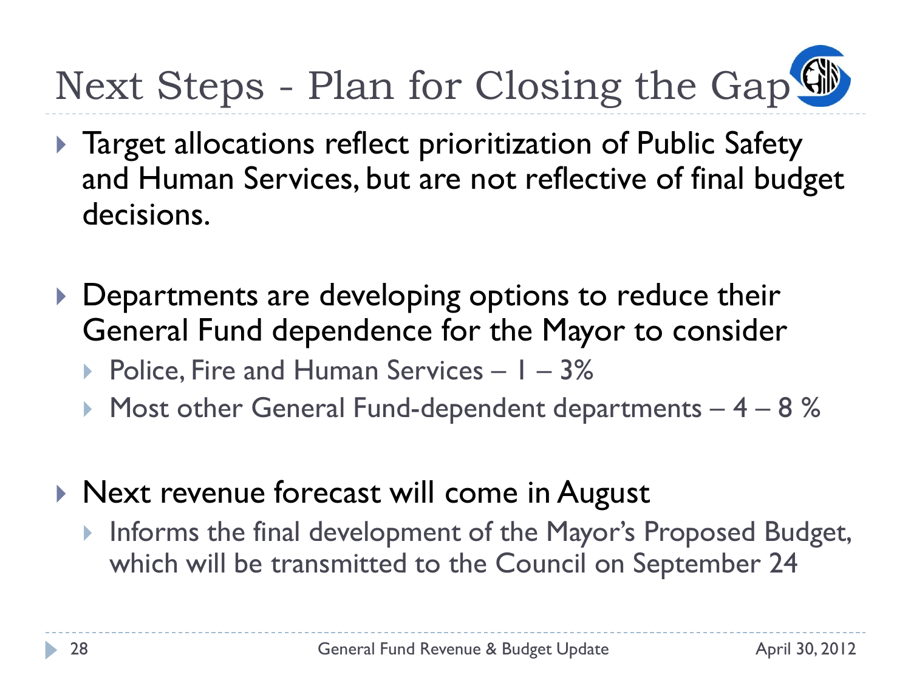# Next Steps - Plan for Closing the Gap

- Target allocations reflect prioritization of Public Safety and Human Services, but are not reflective of final budget decisions.

- Departments are developing options to reduce their General Fund dependence for the Mayor to consider
  - Police, Fire and Human Services – 1 – 3%
  - Most other General Fund-dependent departments – 4 – 8 %

- Next revenue forecast will come in August
  - Informs the final development of the Mayor's Proposed Budget, which will be transmitted to the Council on September 24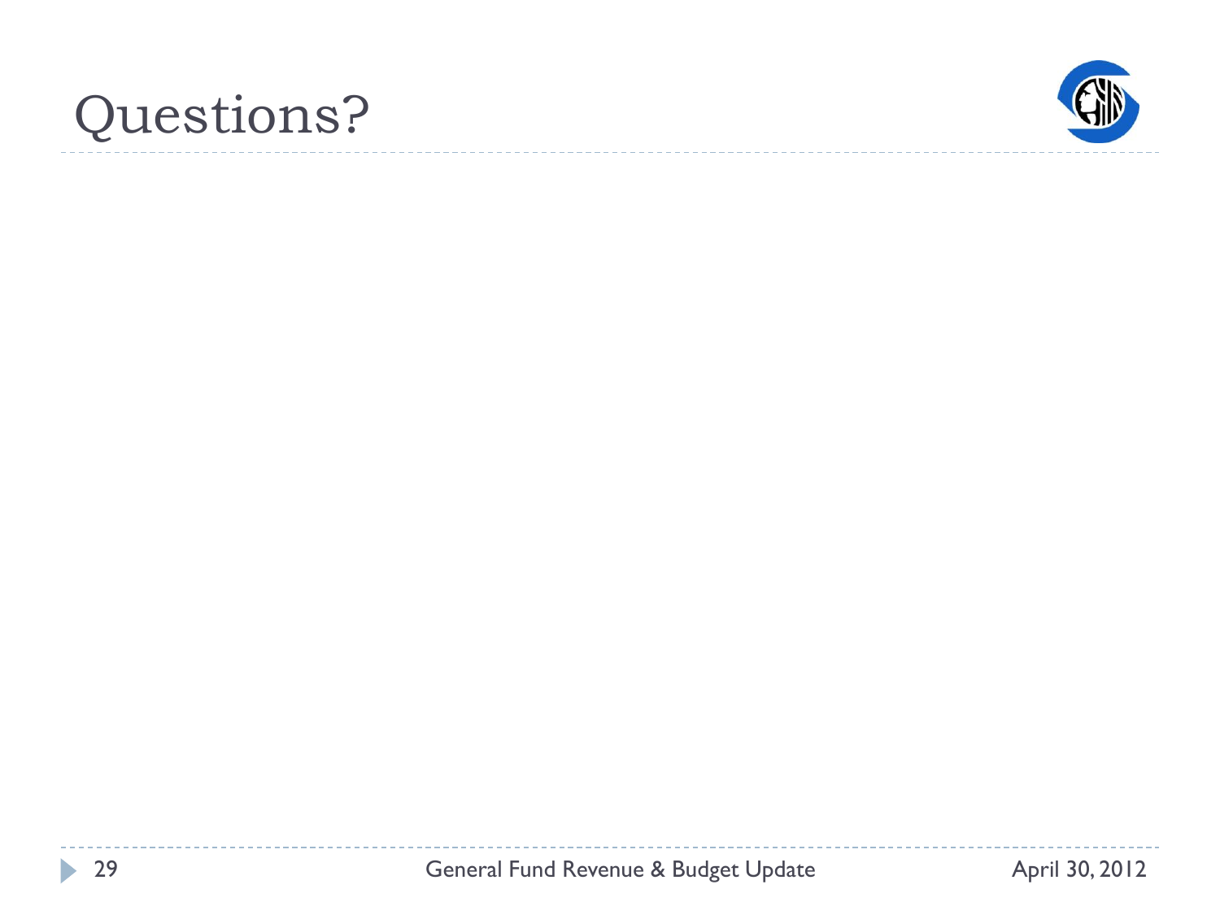# Questions?